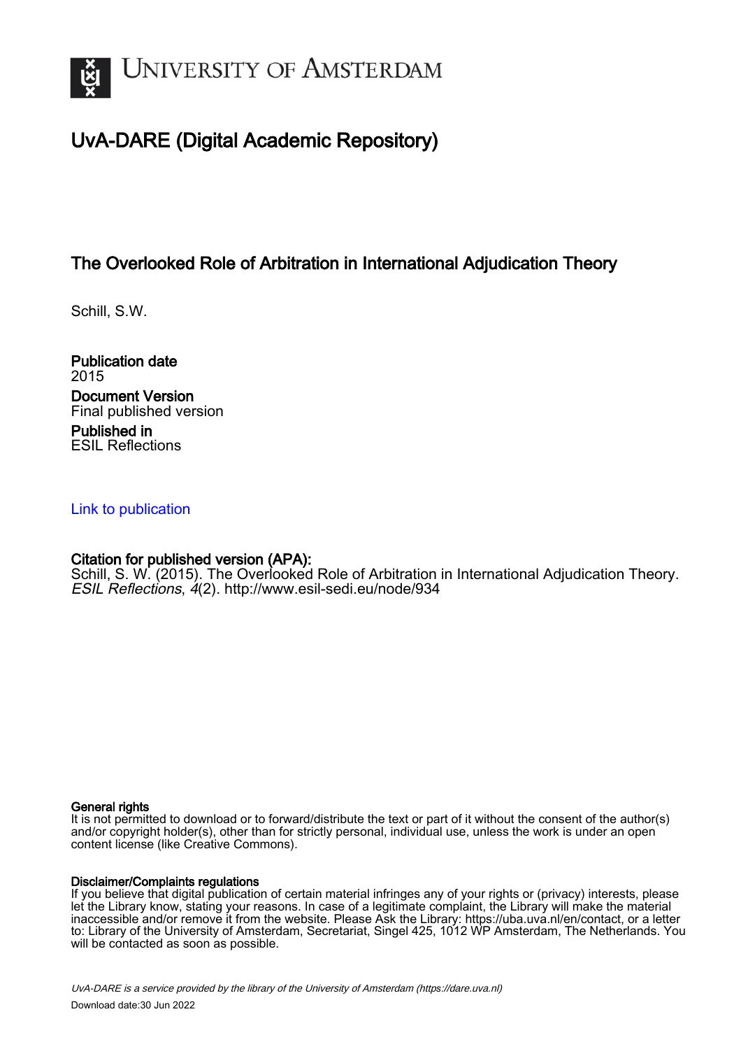# UvA-DARE (Digital Academic Repository)

## The Overlooked Role of Arbitration in International Adjudication Theory

Schill, S.W.

**Publication date**
2015

**Document Version**
Final published version

**Published in**
ESIL Reflections

Link to publication

**Citation for published version (APA):**
Schill, S. W. (2015). The Overlooked Role of Arbitration in International Adjudication Theory. *ESIL Reflections*, *4*(2). http://www.esil-sedi.eu/node/934

**General rights**
It is not permitted to download or to forward/distribute the text or part of it without the consent of the author(s) and/or copyright holder(s), other than for strictly personal, individual use, unless the work is under an open content license (like Creative Commons).

**Disclaimer/Complaints regulations**
If you believe that digital publication of certain material infringes any of your rights or (privacy) interests, please let the Library know, stating your reasons. In case of a legitimate complaint, the Library will make the material inaccessible and/or remove it from the website. Please Ask the Library: https://uba.uva.nl/en/contact, or a letter to: Library of the University of Amsterdam, Secretariat, Singel 425, 1012 WP Amsterdam, The Netherlands. You will be contacted as soon as possible.

*UvA-DARE is a service provided by the library of the University of Amsterdam (https://dare.uva.nl)*

Download date:30 Jun 2022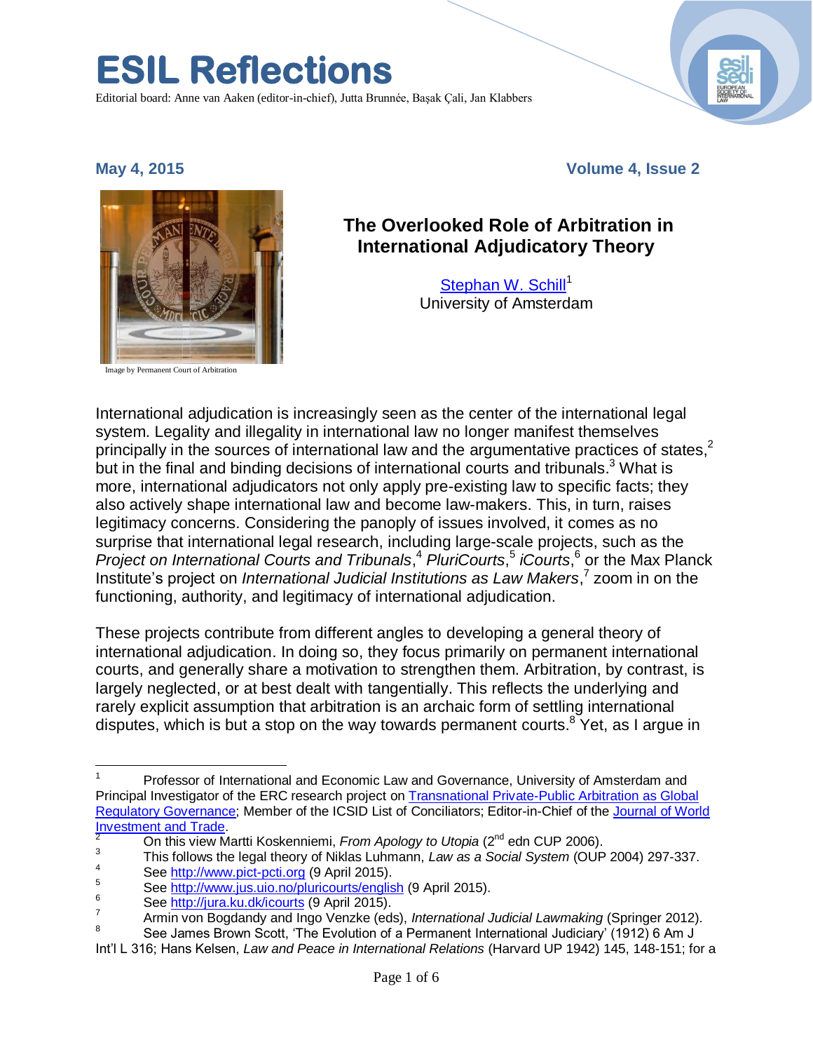# ESIL Reflections

Editorial board: Anne van Aaken (editor-in-chief), Jutta Brunnée, Başak Çali, Jan Klabbers

**May 4, 2015** **Volume 4, Issue 2**

Image by Permanent Court of Arbitration

## The Overlooked Role of Arbitration in International Adjudicatory Theory

[Stephan W. Schill][1]
University of Amsterdam

International adjudication is increasingly seen as the center of the international legal system. Legality and illegality in international law no longer manifest themselves principally in the sources of international law and the argumentative practices of states,[2] but in the final and binding decisions of international courts and tribunals.[3] What is more, international adjudicators not only apply pre-existing law to specific facts; they also actively shape international law and become law-makers. This, in turn, raises legitimacy concerns. Considering the panoply of issues involved, it comes as no surprise that international legal research, including large-scale projects, such as the *Project on International Courts and Tribunals*,[4] *PluriCourts*,[5] *iCourts*,[6] or the Max Planck Institute's project on *International Judicial Institutions as Law Makers*,[7] zoom in on the functioning, authority, and legitimacy of international adjudication.

These projects contribute from different angles to developing a general theory of international adjudication. In doing so, they focus primarily on permanent international courts, and generally share a motivation to strengthen them. Arbitration, by contrast, is largely neglected, or at best dealt with tangentially. This reflects the underlying and rarely explicit assumption that arbitration is an archaic form of settling international disputes, which is but a stop on the way towards permanent courts.[8] Yet, as I argue in

---

[1] Professor of International and Economic Law and Governance, University of Amsterdam and Principal Investigator of the ERC research project on Transnational Private-Public Arbitration as Global Regulatory Governance; Member of the ICSID List of Conciliators; Editor-in-Chief of the Journal of World Investment and Trade.

[2] On this view Martti Koskenniemi, *From Apology to Utopia* (2nd edn CUP 2006).

[3] This follows the legal theory of Niklas Luhmann, *Law as a Social System* (OUP 2004) 297-337.

[4] See http://www.pict-pcti.org (9 April 2015).

[5] See http://www.jus.uio.no/pluricourts/english (9 April 2015).

[6] See http://jura.ku.dk/icourts (9 April 2015).

[7] Armin von Bogdandy and Ingo Venzke (eds), *International Judicial Lawmaking* (Springer 2012).

[8] See James Brown Scott, 'The Evolution of a Permanent International Judiciary' (1912) 6 Am J Int'l L 316; Hans Kelsen, *Law and Peace in International Relations* (Harvard UP 1942) 145, 148-151; for a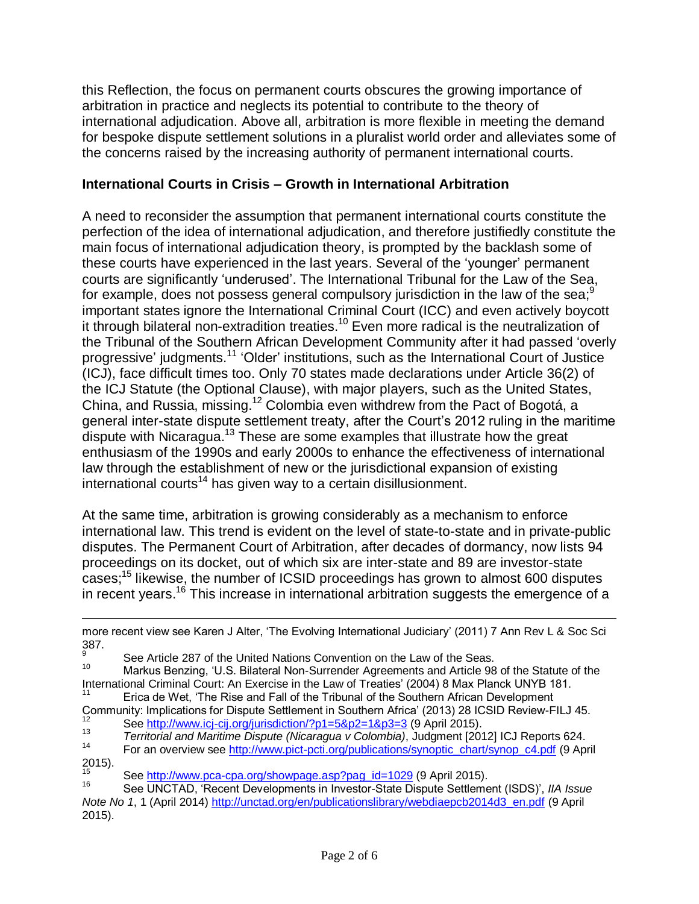this Reflection, the focus on permanent courts obscures the growing importance of arbitration in practice and neglects its potential to contribute to the theory of international adjudication. Above all, arbitration is more flexible in meeting the demand for bespoke dispute settlement solutions in a pluralist world order and alleviates some of the concerns raised by the increasing authority of permanent international courts.

## International Courts in Crisis – Growth in International Arbitration

A need to reconsider the assumption that permanent international courts constitute the perfection of the idea of international adjudication, and therefore justifiedly constitute the main focus of international adjudication theory, is prompted by the backlash some of these courts have experienced in the last years. Several of the 'younger' permanent courts are significantly 'underused'. The International Tribunal for the Law of the Sea, for example, does not possess general compulsory jurisdiction in the law of the sea;[9] important states ignore the International Criminal Court (ICC) and even actively boycott it through bilateral non-extradition treaties.[10] Even more radical is the neutralization of the Tribunal of the Southern African Development Community after it had passed 'overly progressive' judgments.[11] 'Older' institutions, such as the International Court of Justice (ICJ), face difficult times too. Only 70 states made declarations under Article 36(2) of the ICJ Statute (the Optional Clause), with major players, such as the United States, China, and Russia, missing.[12] Colombia even withdrew from the Pact of Bogotá, a general inter-state dispute settlement treaty, after the Court's 2012 ruling in the maritime dispute with Nicaragua.[13] These are some examples that illustrate how the great enthusiasm of the 1990s and early 2000s to enhance the effectiveness of international law through the establishment of new or the jurisdictional expansion of existing international courts[14] has given way to a certain disillusionment.

At the same time, arbitration is growing considerably as a mechanism to enforce international law. This trend is evident on the level of state-to-state and in private-public disputes. The Permanent Court of Arbitration, after decades of dormancy, now lists 94 proceedings on its docket, out of which six are inter-state and 89 are investor-state cases;[15] likewise, the number of ICSID proceedings has grown to almost 600 disputes in recent years.[16] This increase in international arbitration suggests the emergence of a

---

more recent view see Karen J Alter, 'The Evolving International Judiciary' (2011) 7 Ann Rev L & Soc Sci 387.

[9] See Article 287 of the United Nations Convention on the Law of the Seas.

[10] Markus Benzing, 'U.S. Bilateral Non-Surrender Agreements and Article 98 of the Statute of the International Criminal Court: An Exercise in the Law of Treaties' (2004) 8 Max Planck UNYB 181.

[11] Erica de Wet, 'The Rise and Fall of the Tribunal of the Southern African Development Community: Implications for Dispute Settlement in Southern Africa' (2013) 28 ICSID Review-FILJ 45.

[12] See http://www.icj-cij.org/jurisdiction/?p1=5&p2=1&p3=3 (9 April 2015).

[13] *Territorial and Maritime Dispute (Nicaragua v Colombia)*, Judgment [2012] ICJ Reports 624.

[14] For an overview see http://www.pict-pcti.org/publications/synoptic_chart/synop_c4.pdf (9 April 2015).

[15] See http://www.pca-cpa.org/showpage.asp?pag_id=1029 (9 April 2015).

[16] See UNCTAD, 'Recent Developments in Investor-State Dispute Settlement (ISDS)', *IIA Issue Note No 1*, 1 (April 2014) http://unctad.org/en/publicationslibrary/webdiaepcb2014d3_en.pdf (9 April 2015).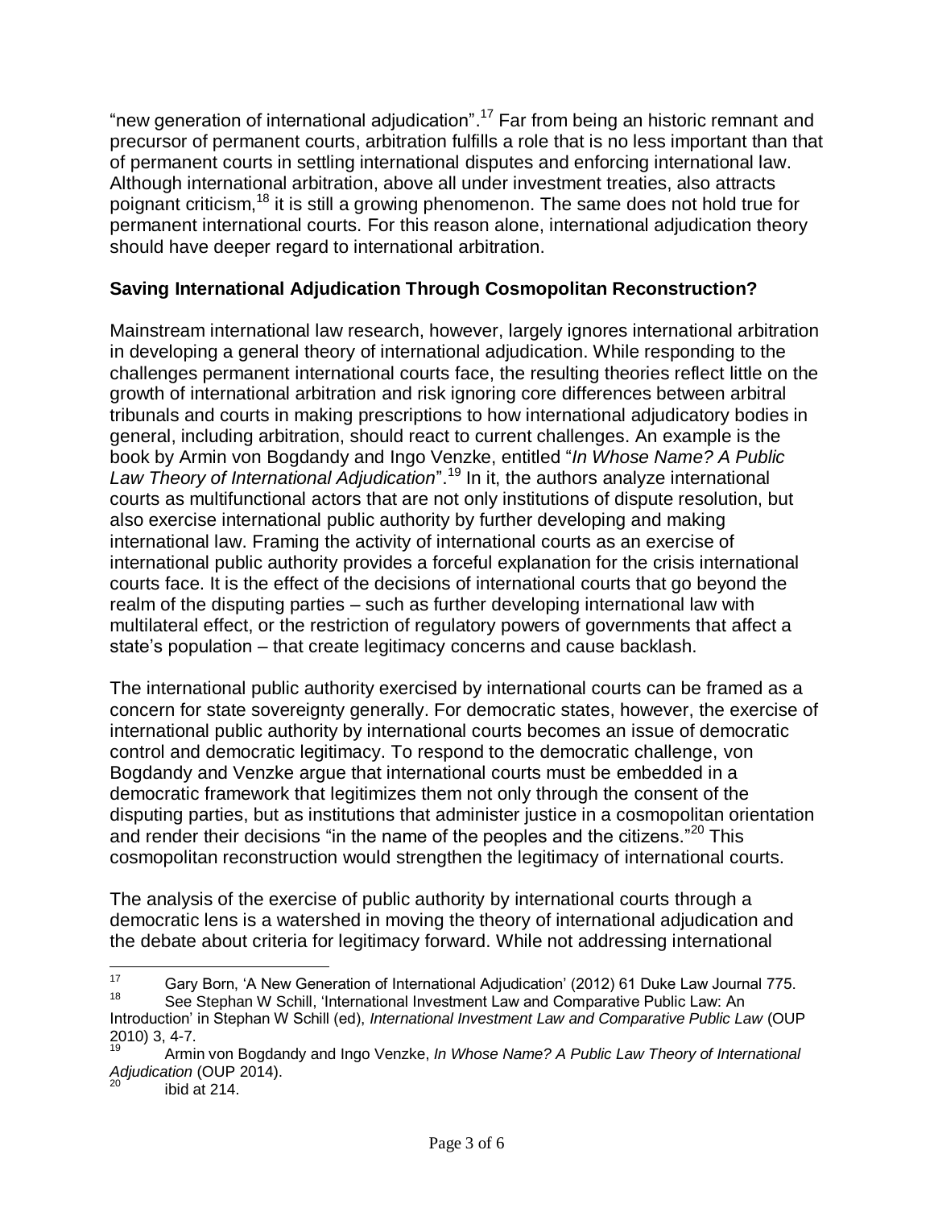"new generation of international adjudication".[17] Far from being an historic remnant and precursor of permanent courts, arbitration fulfills a role that is no less important than that of permanent courts in settling international disputes and enforcing international law. Although international arbitration, above all under investment treaties, also attracts poignant criticism,[18] it is still a growing phenomenon. The same does not hold true for permanent international courts. For this reason alone, international adjudication theory should have deeper regard to international arbitration.

## Saving International Adjudication Through Cosmopolitan Reconstruction?

Mainstream international law research, however, largely ignores international arbitration in developing a general theory of international adjudication. While responding to the challenges permanent international courts face, the resulting theories reflect little on the growth of international arbitration and risk ignoring core differences between arbitral tribunals and courts in making prescriptions to how international adjudicatory bodies in general, including arbitration, should react to current challenges. An example is the book by Armin von Bogdandy and Ingo Venzke, entitled "*In Whose Name? A Public Law Theory of International Adjudication*".[19] In it, the authors analyze international courts as multifunctional actors that are not only institutions of dispute resolution, but also exercise international public authority by further developing and making international law. Framing the activity of international courts as an exercise of international public authority provides a forceful explanation for the crisis international courts face. It is the effect of the decisions of international courts that go beyond the realm of the disputing parties – such as further developing international law with multilateral effect, or the restriction of regulatory powers of governments that affect a state's population – that create legitimacy concerns and cause backlash.

The international public authority exercised by international courts can be framed as a concern for state sovereignty generally. For democratic states, however, the exercise of international public authority by international courts becomes an issue of democratic control and democratic legitimacy. To respond to the democratic challenge, von Bogdandy and Venzke argue that international courts must be embedded in a democratic framework that legitimizes them not only through the consent of the disputing parties, but as institutions that administer justice in a cosmopolitan orientation and render their decisions "in the name of the peoples and the citizens."[20] This cosmopolitan reconstruction would strengthen the legitimacy of international courts.

The analysis of the exercise of public authority by international courts through a democratic lens is a watershed in moving the theory of international adjudication and the debate about criteria for legitimacy forward. While not addressing international

---

[17] Gary Born, 'A New Generation of International Adjudication' (2012) 61 Duke Law Journal 775.

[18] See Stephan W Schill, 'International Investment Law and Comparative Public Law: An Introduction' in Stephan W Schill (ed), *International Investment Law and Comparative Public Law* (OUP 2010) 3, 4-7.

[19] Armin von Bogdandy and Ingo Venzke, *In Whose Name? A Public Law Theory of International Adjudication* (OUP 2014).

[20] ibid at 214.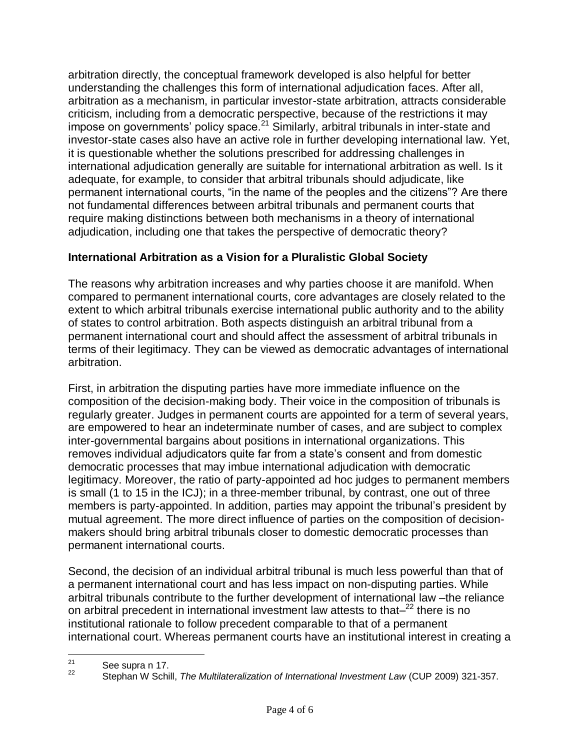arbitration directly, the conceptual framework developed is also helpful for better understanding the challenges this form of international adjudication faces. After all, arbitration as a mechanism, in particular investor-state arbitration, attracts considerable criticism, including from a democratic perspective, because of the restrictions it may impose on governments' policy space.[21] Similarly, arbitral tribunals in inter-state and investor-state cases also have an active role in further developing international law. Yet, it is questionable whether the solutions prescribed for addressing challenges in international adjudication generally are suitable for international arbitration as well. Is it adequate, for example, to consider that arbitral tribunals should adjudicate, like permanent international courts, "in the name of the peoples and the citizens"? Are there not fundamental differences between arbitral tribunals and permanent courts that require making distinctions between both mechanisms in a theory of international adjudication, including one that takes the perspective of democratic theory?

## International Arbitration as a Vision for a Pluralistic Global Society

The reasons why arbitration increases and why parties choose it are manifold. When compared to permanent international courts, core advantages are closely related to the extent to which arbitral tribunals exercise international public authority and to the ability of states to control arbitration. Both aspects distinguish an arbitral tribunal from a permanent international court and should affect the assessment of arbitral tribunals in terms of their legitimacy. They can be viewed as democratic advantages of international arbitration.

First, in arbitration the disputing parties have more immediate influence on the composition of the decision-making body. Their voice in the composition of tribunals is regularly greater. Judges in permanent courts are appointed for a term of several years, are empowered to hear an indeterminate number of cases, and are subject to complex inter-governmental bargains about positions in international organizations. This removes individual adjudicators quite far from a state's consent and from domestic democratic processes that may imbue international adjudication with democratic legitimacy. Moreover, the ratio of party-appointed ad hoc judges to permanent members is small (1 to 15 in the ICJ); in a three-member tribunal, by contrast, one out of three members is party-appointed. In addition, parties may appoint the tribunal's president by mutual agreement. The more direct influence of parties on the composition of decision-makers should bring arbitral tribunals closer to domestic democratic processes than permanent international courts.

Second, the decision of an individual arbitral tribunal is much less powerful than that of a permanent international court and has less impact on non-disputing parties. While arbitral tribunals contribute to the further development of international law –the reliance on arbitral precedent in international investment law attests to that–[22] there is no institutional rationale to follow precedent comparable to that of a permanent international court. Whereas permanent courts have an institutional interest in creating a

[21] See supra n 17.

[22] Stephan W Schill, *The Multilateralization of International Investment Law* (CUP 2009) 321-357.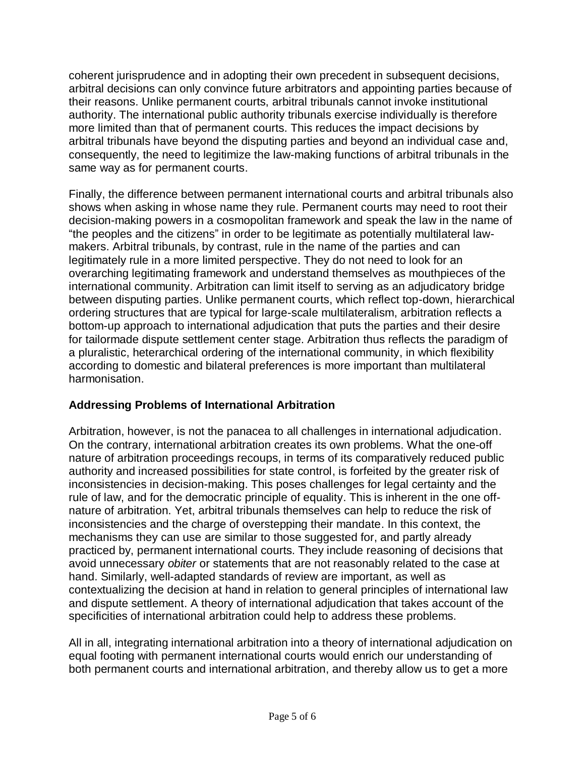coherent jurisprudence and in adopting their own precedent in subsequent decisions, arbitral decisions can only convince future arbitrators and appointing parties because of their reasons. Unlike permanent courts, arbitral tribunals cannot invoke institutional authority. The international public authority tribunals exercise individually is therefore more limited than that of permanent courts. This reduces the impact decisions by arbitral tribunals have beyond the disputing parties and beyond an individual case and, consequently, the need to legitimize the law-making functions of arbitral tribunals in the same way as for permanent courts.

Finally, the difference between permanent international courts and arbitral tribunals also shows when asking in whose name they rule. Permanent courts may need to root their decision-making powers in a cosmopolitan framework and speak the law in the name of "the peoples and the citizens" in order to be legitimate as potentially multilateral law-makers. Arbitral tribunals, by contrast, rule in the name of the parties and can legitimately rule in a more limited perspective. They do not need to look for an overarching legitimating framework and understand themselves as mouthpieces of the international community. Arbitration can limit itself to serving as an adjudicatory bridge between disputing parties. Unlike permanent courts, which reflect top-down, hierarchical ordering structures that are typical for large-scale multilateralism, arbitration reflects a bottom-up approach to international adjudication that puts the parties and their desire for tailormade dispute settlement center stage. Arbitration thus reflects the paradigm of a pluralistic, heterarchical ordering of the international community, in which flexibility according to domestic and bilateral preferences is more important than multilateral harmonisation.

### Addressing Problems of International Arbitration

Arbitration, however, is not the panacea to all challenges in international adjudication. On the contrary, international arbitration creates its own problems. What the one-off nature of arbitration proceedings recoups, in terms of its comparatively reduced public authority and increased possibilities for state control, is forfeited by the greater risk of inconsistencies in decision-making. This poses challenges for legal certainty and the rule of law, and for the democratic principle of equality. This is inherent in the one off-nature of arbitration. Yet, arbitral tribunals themselves can help to reduce the risk of inconsistencies and the charge of overstepping their mandate. In this context, the mechanisms they can use are similar to those suggested for, and partly already practiced by, permanent international courts. They include reasoning of decisions that avoid unnecessary *obiter* or statements that are not reasonably related to the case at hand. Similarly, well-adapted standards of review are important, as well as contextualizing the decision at hand in relation to general principles of international law and dispute settlement. A theory of international adjudication that takes account of the specificities of international arbitration could help to address these problems.

All in all, integrating international arbitration into a theory of international adjudication on equal footing with permanent international courts would enrich our understanding of both permanent courts and international arbitration, and thereby allow us to get a more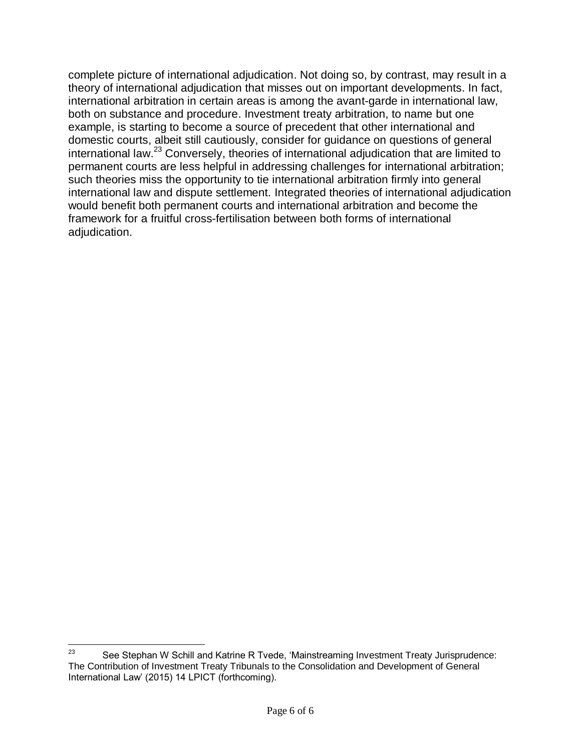complete picture of international adjudication. Not doing so, by contrast, may result in a theory of international adjudication that misses out on important developments. In fact, international arbitration in certain areas is among the avant-garde in international law, both on substance and procedure. Investment treaty arbitration, to name but one example, is starting to become a source of precedent that other international and domestic courts, albeit still cautiously, consider for guidance on questions of general international law.[23] Conversely, theories of international adjudication that are limited to permanent courts are less helpful in addressing challenges for international arbitration; such theories miss the opportunity to tie international arbitration firmly into general international law and dispute settlement. Integrated theories of international adjudication would benefit both permanent courts and international arbitration and become the framework for a fruitful cross-fertilisation between both forms of international adjudication.

---

[23] See Stephan W Schill and Katrine R Tvede, 'Mainstreaming Investment Treaty Jurisprudence: The Contribution of Investment Treaty Tribunals to the Consolidation and Development of General International Law' (2015) 14 LPICT (forthcoming).